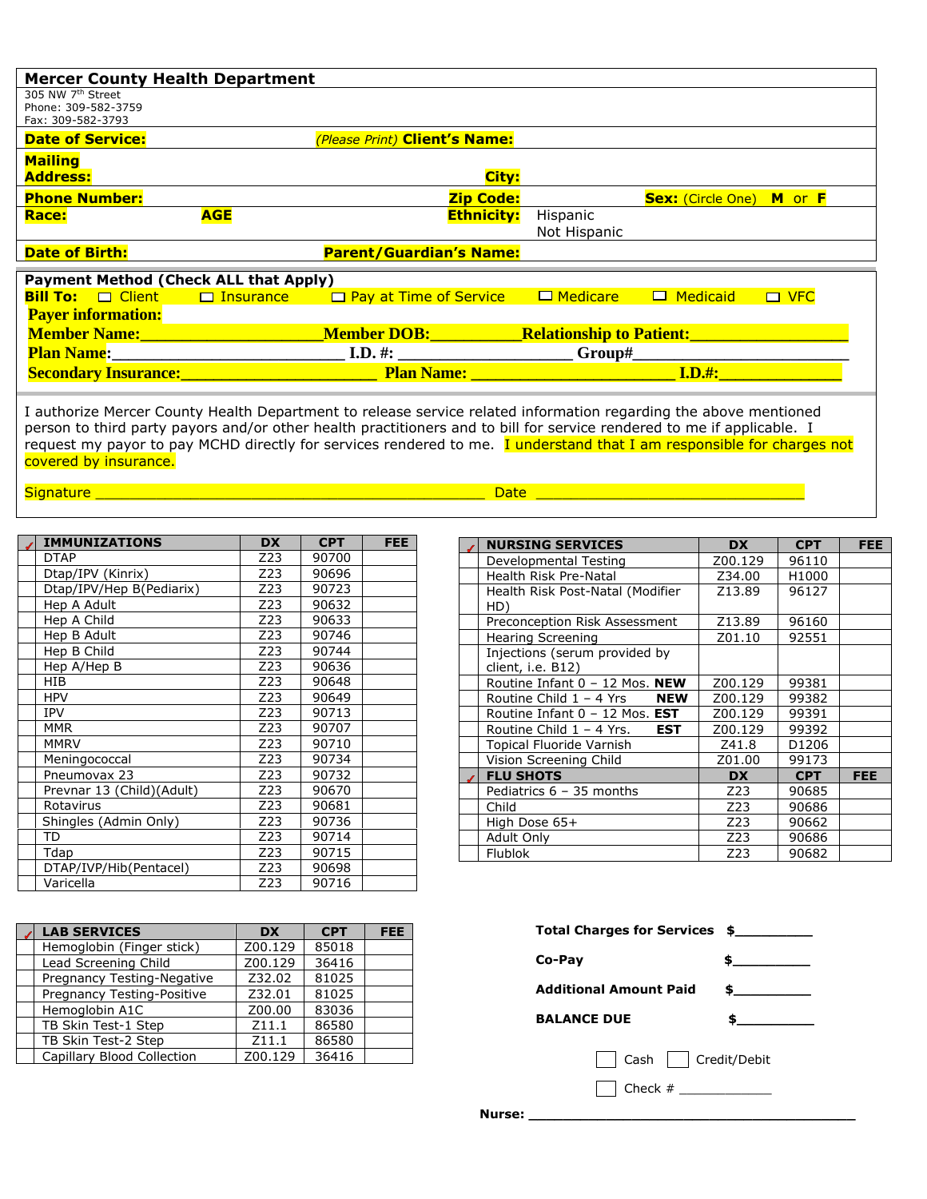# Mercer County Health Department

305 NW 7th Street
Phone: 309-582-3759
Fax: 309-582-3793

**Date of Service:** *(Please Print)* **Client's Name:**

**Mailing Address:** **City:**

**Phone Number:** **Zip Code:** **Sex:** (Circle One) **M** or **F**

**Race:** **AGE** **Ethnicity:** Hispanic / Not Hispanic

**Date of Birth:** **Parent/Guardian's Name:**

**Payment Method (Check ALL that Apply)**

**Bill To:** ☐ Client ☐ Insurance ☐ Pay at Time of Service ☐ Medicare ☐ Medicaid ☐ VFC

**Payer information:**

**Member Name:**____________________ **Member DOB:**__________ **Relationship to Patient:**________________

**Plan Name:**________________________ **I.D. #:** ________________ **Group#**____________________

**Secondary Insurance:**____________________ **Plan Name:** ____________________ **I.D.#:**_____________

I authorize Mercer County Health Department to release service related information regarding the above mentioned person to third party payors and/or other health practitioners and to bill for service rendered to me if applicable. I request my payor to pay MCHD directly for services rendered to me. I understand that I am responsible for charges not covered by insurance.

Signature ________________________________________ Date ____________________________

| ✓ | IMMUNIZATIONS | DX | CPT | FEE |
|---|---|---|---|---|
| | DTAP | Z23 | 90700 | |
| | Dtap/IPV (Kinrix) | Z23 | 90696 | |
| | Dtap/IPV/Hep B(Pediarix) | Z23 | 90723 | |
| | Hep A Adult | Z23 | 90632 | |
| | Hep A Child | Z23 | 90633 | |
| | Hep B Adult | Z23 | 90746 | |
| | Hep B Child | Z23 | 90744 | |
| | Hep A/Hep B | Z23 | 90636 | |
| | HIB | Z23 | 90648 | |
| | HPV | Z23 | 90649 | |
| | IPV | Z23 | 90713 | |
| | MMR | Z23 | 90707 | |
| | MMRV | Z23 | 90710 | |
| | Meningococcal | Z23 | 90734 | |
| | Pneumovax 23 | Z23 | 90732 | |
| | Prevnar 13 (Child)(Adult) | Z23 | 90670 | |
| | Rotavirus | Z23 | 90681 | |
| | Shingles (Admin Only) | Z23 | 90736 | |
| | TD | Z23 | 90714 | |
| | Tdap | Z23 | 90715 | |
| | DTAP/IVP/Hib(Pentacel) | Z23 | 90698 | |
| | Varicella | Z23 | 90716 | |

| ✓ | NURSING SERVICES | DX | CPT | FEE |
|---|---|---|---|---|
| | Developmental Testing | Z00.129 | 96110 | |
| | Health Risk Pre-Natal | Z34.00 | H1000 | |
| | Health Risk Post-Natal (Modifier HD) | Z13.89 | 96127 | |
| | Preconception Risk Assessment | Z13.89 | 96160 | |
| | Hearing Screening | Z01.10 | 92551 | |
| | Injections (serum provided by client, i.e. B12) | | | |
| | Routine Infant 0 – 12 Mos. **NEW** | Z00.129 | 99381 | |
| | Routine Child 1 – 4 Yrs **NEW** | Z00.129 | 99382 | |
| | Routine Infant 0 – 12 Mos. **EST** | Z00.129 | 99391 | |
| | Routine Child 1 – 4 Yrs. **EST** | Z00.129 | 99392 | |
| | Topical Fluoride Varnish | Z41.8 | D1206 | |
| | Vision Screening Child | Z01.00 | 99173 | |
| ✓ | **FLU SHOTS** | **DX** | **CPT** | **FEE** |
| | Pediatrics 6 – 35 months | Z23 | 90685 | |
| | Child | Z23 | 90686 | |
| | High Dose 65+ | Z23 | 90662 | |
| | Adult Only | Z23 | 90686 | |
| | Flublok | Z23 | 90682 | |

| ✓ | LAB SERVICES | DX | CPT | FEE |
|---|---|---|---|---|
| | Hemoglobin (Finger stick) | Z00.129 | 85018 | |
| | Lead Screening Child | Z00.129 | 36416 | |
| | Pregnancy Testing-Negative | Z32.02 | 81025 | |
| | Pregnancy Testing-Positive | Z32.01 | 81025 | |
| | Hemoglobin A1C | Z00.00 | 83036 | |
| | TB Skin Test-1 Step | Z11.1 | 86580 | |
| | TB Skin Test-2 Step | Z11.1 | 86580 | |
| | Capillary Blood Collection | Z00.129 | 36416 | |

**Total Charges for Services** $__________

**Co-Pay** $__________

**Additional Amount Paid** $__________

**BALANCE DUE** $__________

☐ Cash ☐ Credit/Debit

☐ Check # ____________

**Nurse:** ________________________________________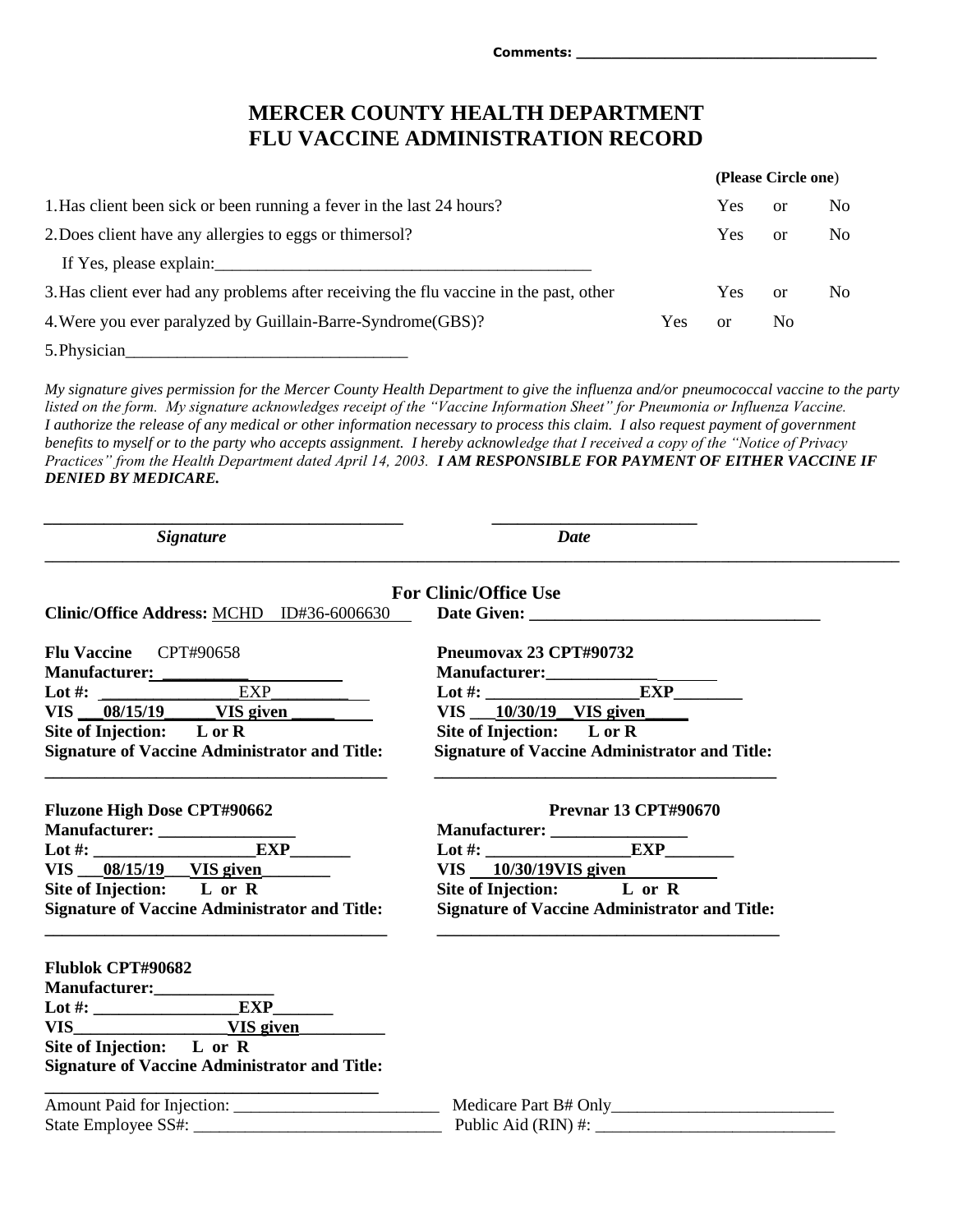**Comments:** ____________________________________

# MERCER COUNTY HEALTH DEPARTMENT
# FLU VACCINE ADMINISTRATION RECORD

**(Please Circle one)**

1. Has client been sick or been running a fever in the last 24 hours? Yes or No
2. Does client have any allergies to eggs or thimersol? Yes or No

   If Yes, please explain:____________________________________________
3. Has client ever had any problems after receiving the flu vaccine in the past, other Yes or No
4. Were you ever paralyzed by Guillain-Barre-Syndrome(GBS)? Yes or No
5. Physician_________________________________

*My signature gives permission for the Mercer County Health Department to give the influenza and/or pneumococcal vaccine to the party listed on the form. My signature acknowledges receipt of the "Vaccine Information Sheet" for Pneumonia or Influenza Vaccine. I authorize the release of any medical or other information necessary to process this claim. I also request payment of government benefits to myself or to the party who accepts assignment. I hereby acknowledge that I received a copy of the "Notice of Privacy Practices" from the Health Department dated April 14, 2003.* ***I AM RESPONSIBLE FOR PAYMENT OF EITHER VACCINE IF DENIED BY MEDICARE.***

____________________________________________ ________________________

*Signature* *Date*

---

**For Clinic/Office Use**

**Clinic/Office Address:** MCHD ID#36-6006630 **Date Given:** __________________________________

**Flu Vaccine** CPT#90658
**Manufacturer:** ______________________
**Lot #:** ________________EXP_________
**VIS** ___08/15/19______**VIS given** _____
**Site of Injection:** L or R
**Signature of Vaccine Administrator and Title:**
__________________________________________

**Pneumovax 23 CPT#90732**
**Manufacturer:**____________________
**Lot #:** _________________**EXP**________
**VIS** ___10/30/19__**VIS given**_____
**Site of Injection:** L or R
**Signature of Vaccine Administrator and Title:**
__________________________________________

**Fluzone High Dose CPT#90662**
**Manufacturer:** ________________
**Lot #:** __________________**EXP**_______
**VIS** ___08/15/19___**VIS given**________
**Site of Injection:** L or R
**Signature of Vaccine Administrator and Title:**
__________________________________________

**Prevnar 13 CPT#90670**
**Manufacturer:** ________________
**Lot #:** ________________**EXP**________
**VIS** ___10/30/19**VIS given**__________
**Site of Injection:** L or R
**Signature of Vaccine Administrator and Title:**
__________________________________________

**Flublok CPT#90682**
**Manufacturer:**______________
**Lot #:** _________________**EXP**_______
**VIS**__________________**VIS given**__________
**Site of Injection:** L or R
**Signature of Vaccine Administrator and Title:**
__________________________________________

Amount Paid for Injection: ________________________ Medicare Part B# Only__________________________

State Employee SS#: _____________________________ Public Aid (RIN) #: ____________________________